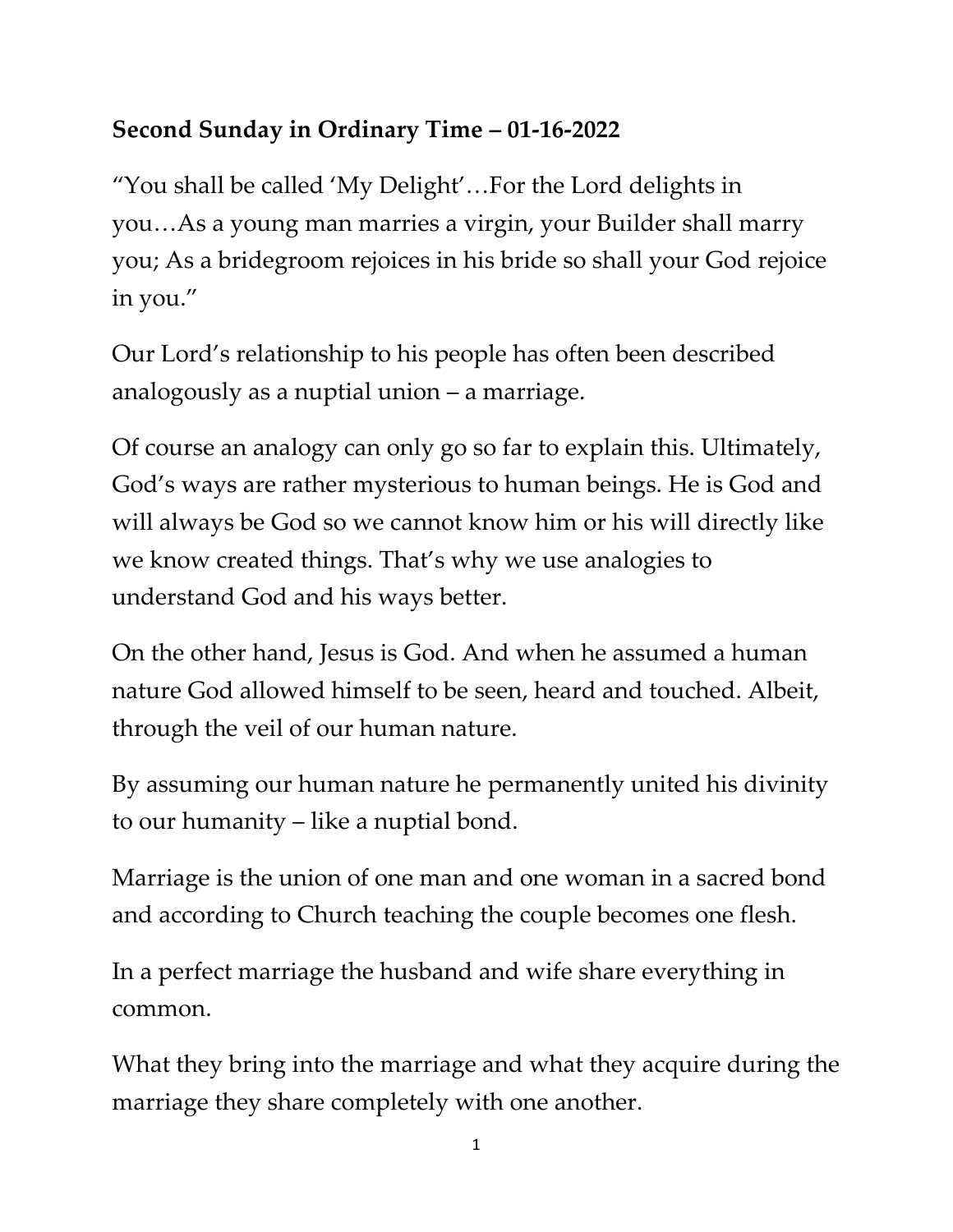**Second Sunday in Ordinary Time – 01-16-2022**

"You shall be called 'My Delight'…For the Lord delights in you…As a young man marries a virgin, your Builder shall marry you; As a bridegroom rejoices in his bride so shall your God rejoice in you."

Our Lord's relationship to his people has often been described analogously as a nuptial union – a marriage.

Of course an analogy can only go so far to explain this. Ultimately, God's ways are rather mysterious to human beings. He is God and will always be God so we cannot know him or his will directly like we know created things. That's why we use analogies to understand God and his ways better.

On the other hand, Jesus is God. And when he assumed a human nature God allowed himself to be seen, heard and touched. Albeit, through the veil of our human nature.

By assuming our human nature he permanently united his divinity to our humanity – like a nuptial bond.

Marriage is the union of one man and one woman in a sacred bond and according to Church teaching the couple becomes one flesh.

In a perfect marriage the husband and wife share everything in common.

What they bring into the marriage and what they acquire during the marriage they share completely with one another.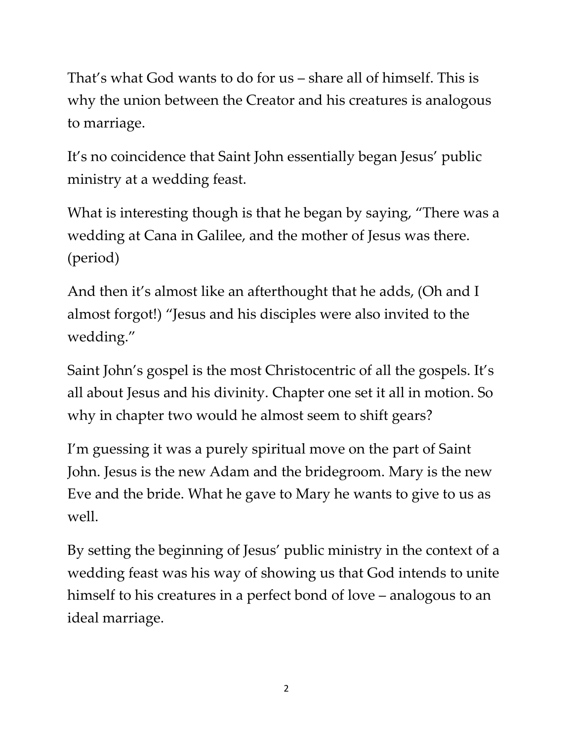That's what God wants to do for us – share all of himself. This is why the union between the Creator and his creatures is analogous to marriage.

It's no coincidence that Saint John essentially began Jesus' public ministry at a wedding feast.

What is interesting though is that he began by saying, "There was a wedding at Cana in Galilee, and the mother of Jesus was there. (period)

And then it's almost like an afterthought that he adds, (Oh and I almost forgot!) "Jesus and his disciples were also invited to the wedding."

Saint John's gospel is the most Christocentric of all the gospels. It's all about Jesus and his divinity. Chapter one set it all in motion. So why in chapter two would he almost seem to shift gears?

I'm guessing it was a purely spiritual move on the part of Saint John. Jesus is the new Adam and the bridegroom. Mary is the new Eve and the bride. What he gave to Mary he wants to give to us as well.

By setting the beginning of Jesus' public ministry in the context of a wedding feast was his way of showing us that God intends to unite himself to his creatures in a perfect bond of love – analogous to an ideal marriage.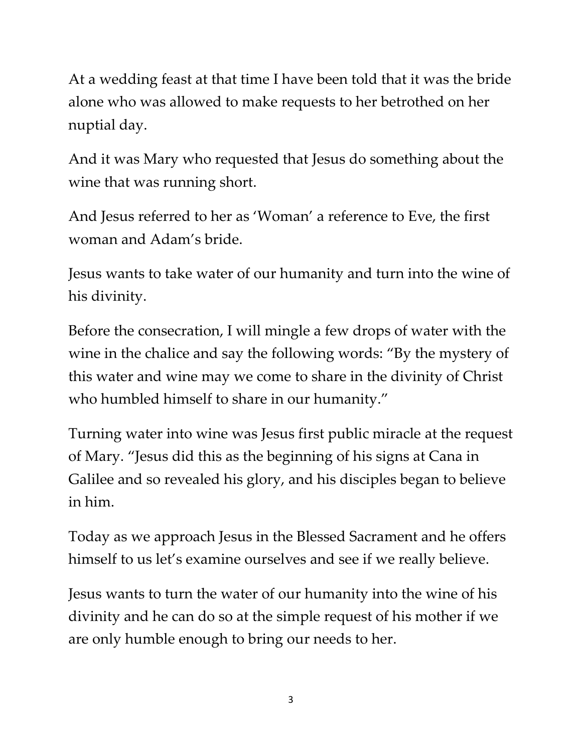At a wedding feast at that time I have been told that it was the bride alone who was allowed to make requests to her betrothed on her nuptial day.

And it was Mary who requested that Jesus do something about the wine that was running short.

And Jesus referred to her as 'Woman' a reference to Eve, the first woman and Adam's bride.

Jesus wants to take water of our humanity and turn into the wine of his divinity.

Before the consecration, I will mingle a few drops of water with the wine in the chalice and say the following words: "By the mystery of this water and wine may we come to share in the divinity of Christ who humbled himself to share in our humanity."

Turning water into wine was Jesus first public miracle at the request of Mary. "Jesus did this as the beginning of his signs at Cana in Galilee and so revealed his glory, and his disciples began to believe in him.

Today as we approach Jesus in the Blessed Sacrament and he offers himself to us let's examine ourselves and see if we really believe.

Jesus wants to turn the water of our humanity into the wine of his divinity and he can do so at the simple request of his mother if we are only humble enough to bring our needs to her.